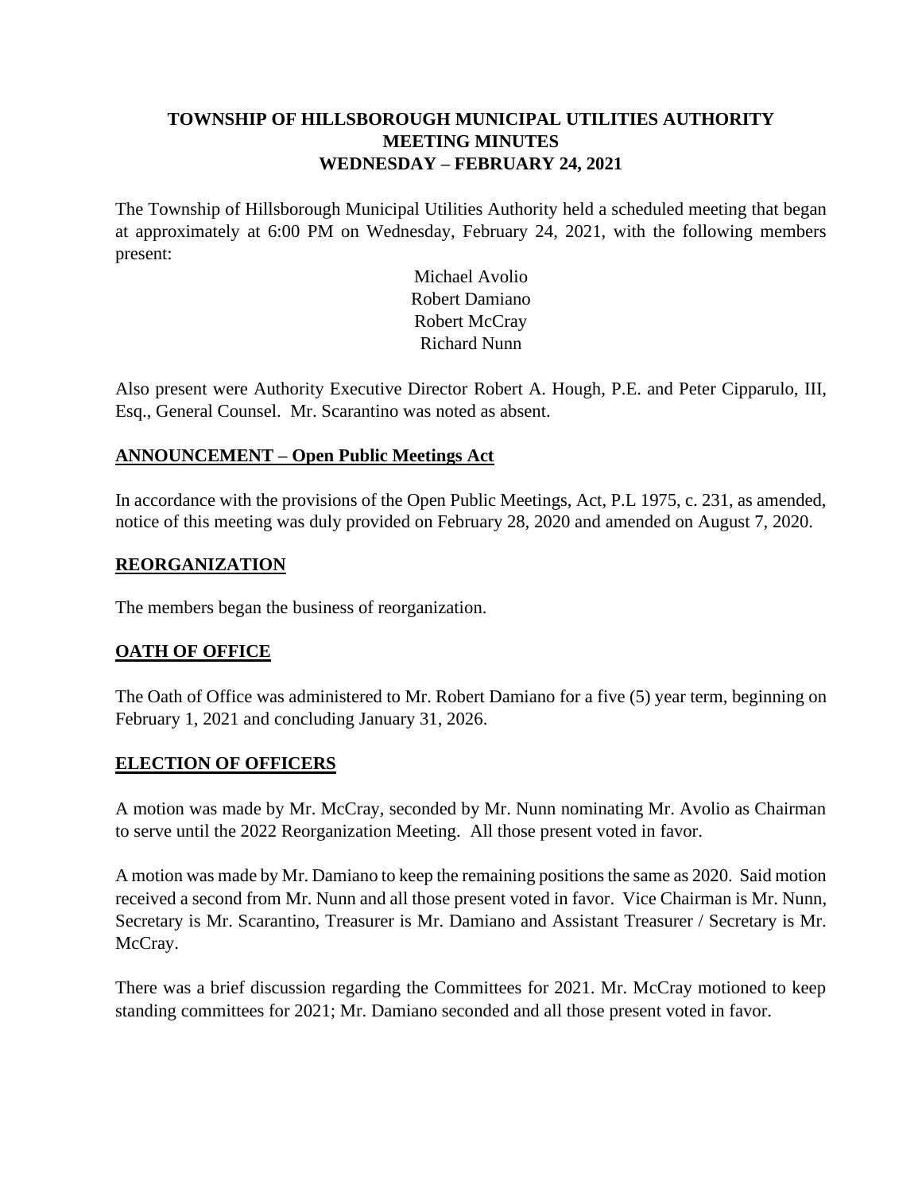# TOWNSHIP OF HILLSBOROUGH MUNICIPAL UTILITIES AUTHORITY
## MEETING MINUTES
## WEDNESDAY – FEBRUARY 24, 2021

The Township of Hillsborough Municipal Utilities Authority held a scheduled meeting that began at approximately at 6:00 PM on Wednesday, February 24, 2021, with the following members present:

Michael Avolio  
Robert Damiano  
Robert McCray  
Richard Nunn

Also present were Authority Executive Director Robert A. Hough, P.E. and Peter Cipparulo, III, Esq., General Counsel. Mr. Scarantino was noted as absent.

**ANNOUNCEMENT – Open Public Meetings Act**

In accordance with the provisions of the Open Public Meetings, Act, P.L 1975, c. 231, as amended, notice of this meeting was duly provided on February 28, 2020 and amended on August 7, 2020.

**REORGANIZATION**

The members began the business of reorganization.

**OATH OF OFFICE**

The Oath of Office was administered to Mr. Robert Damiano for a five (5) year term, beginning on February 1, 2021 and concluding January 31, 2026.

**ELECTION OF OFFICERS**

A motion was made by Mr. McCray, seconded by Mr. Nunn nominating Mr. Avolio as Chairman to serve until the 2022 Reorganization Meeting. All those present voted in favor.

A motion was made by Mr. Damiano to keep the remaining positions the same as 2020. Said motion received a second from Mr. Nunn and all those present voted in favor. Vice Chairman is Mr. Nunn, Secretary is Mr. Scarantino, Treasurer is Mr. Damiano and Assistant Treasurer / Secretary is Mr. McCray.

There was a brief discussion regarding the Committees for 2021. Mr. McCray motioned to keep standing committees for 2021; Mr. Damiano seconded and all those present voted in favor.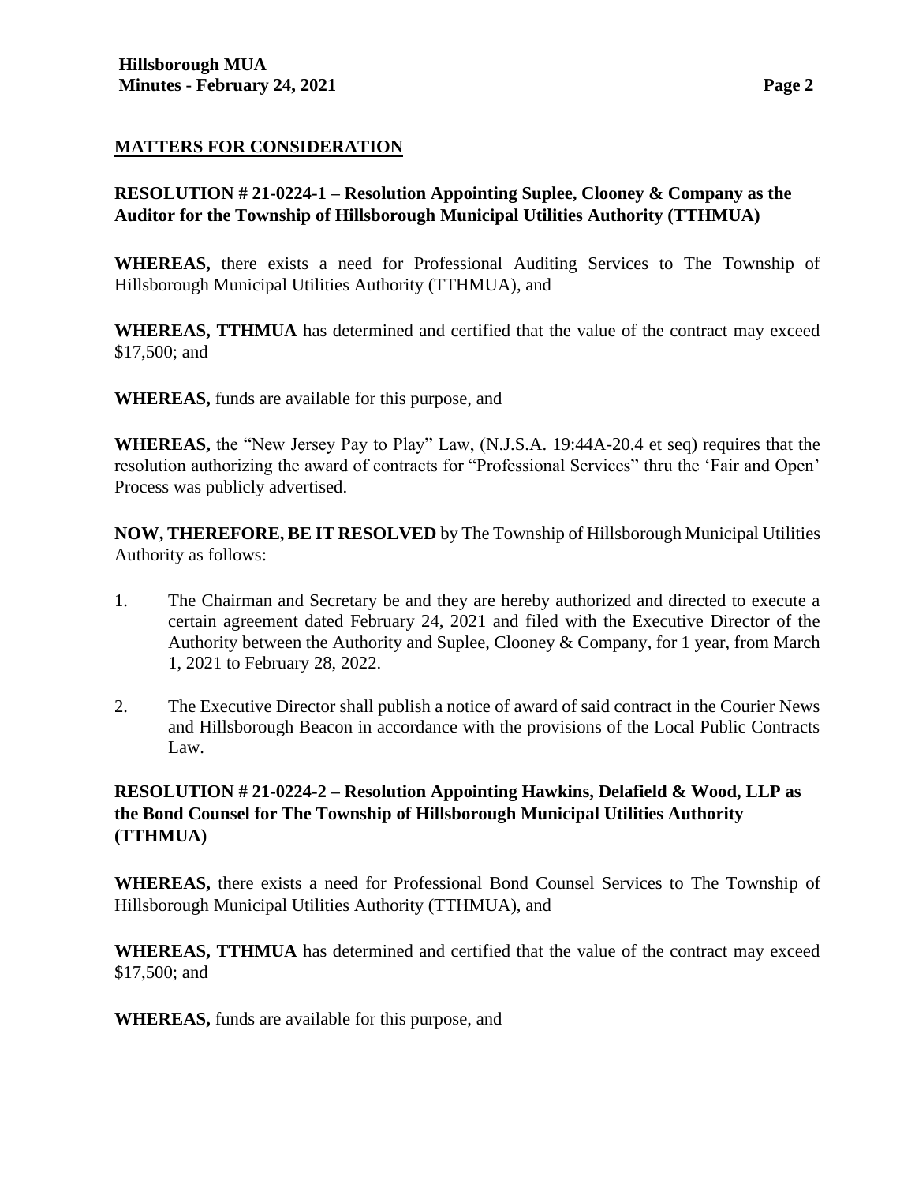## MATTERS FOR CONSIDERATION

### RESOLUTION # 21-0224-1 – Resolution Appointing Suplee, Clooney & Company as the Auditor for the Township of Hillsborough Municipal Utilities Authority (TTHMUA)

**WHEREAS,** there exists a need for Professional Auditing Services to The Township of Hillsborough Municipal Utilities Authority (TTHMUA), and

**WHEREAS, TTHMUA** has determined and certified that the value of the contract may exceed $17,500; and

**WHEREAS,** funds are available for this purpose, and

**WHEREAS,** the "New Jersey Pay to Play" Law, (N.J.S.A. 19:44A-20.4 et seq) requires that the resolution authorizing the award of contracts for "Professional Services" thru the 'Fair and Open' Process was publicly advertised.

**NOW, THEREFORE, BE IT RESOLVED** by The Township of Hillsborough Municipal Utilities Authority as follows:

1. The Chairman and Secretary be and they are hereby authorized and directed to execute a certain agreement dated February 24, 2021 and filed with the Executive Director of the Authority between the Authority and Suplee, Clooney & Company, for 1 year, from March 1, 2021 to February 28, 2022.
2. The Executive Director shall publish a notice of award of said contract in the Courier News and Hillsborough Beacon in accordance with the provisions of the Local Public Contracts Law.

### RESOLUTION # 21-0224-2 – Resolution Appointing Hawkins, Delafield & Wood, LLP as the Bond Counsel for The Township of Hillsborough Municipal Utilities Authority (TTHMUA)

**WHEREAS,** there exists a need for Professional Bond Counsel Services to The Township of Hillsborough Municipal Utilities Authority (TTHMUA), and

**WHEREAS, TTHMUA** has determined and certified that the value of the contract may exceed $17,500; and

**WHEREAS,** funds are available for this purpose, and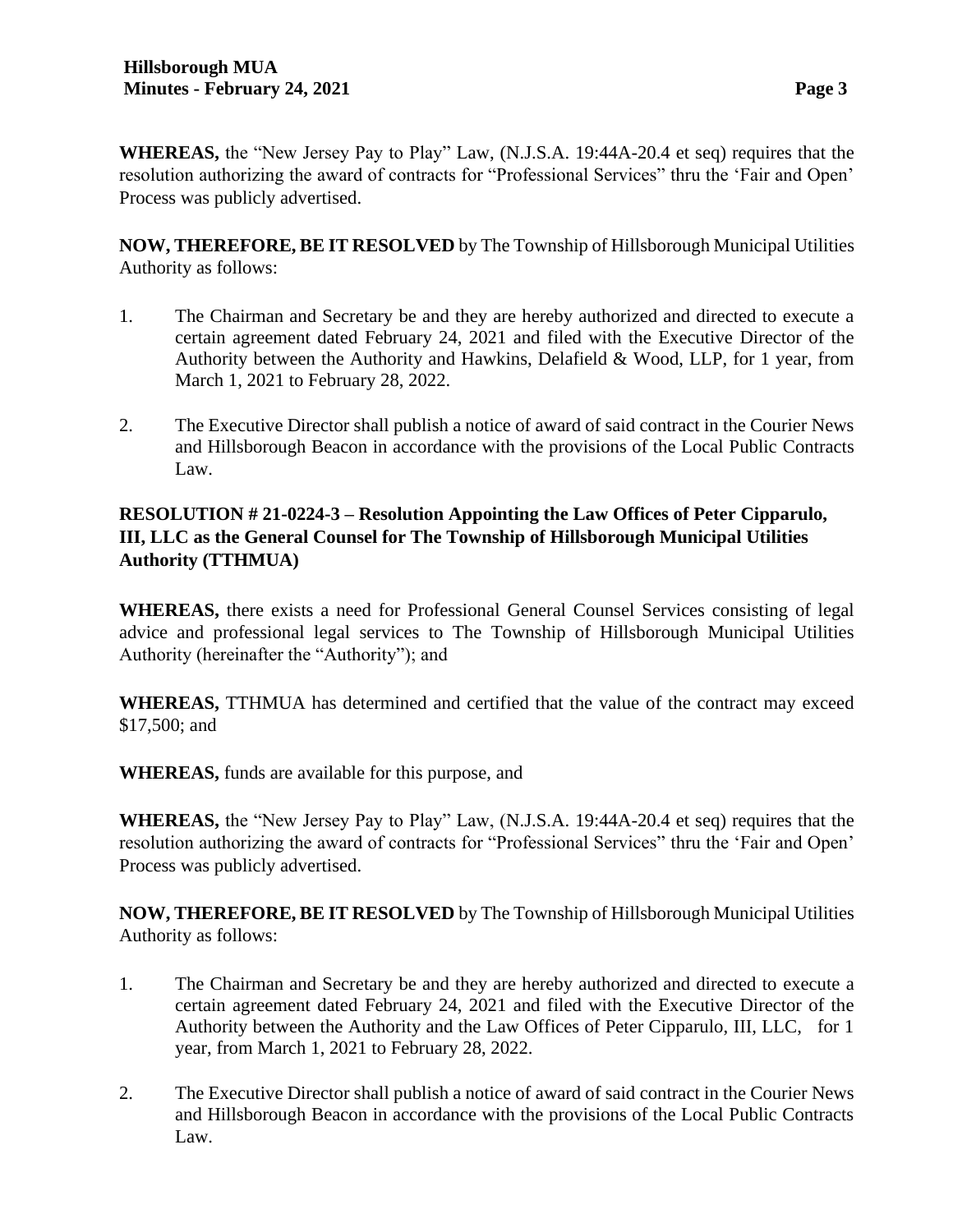**WHEREAS,** the "New Jersey Pay to Play" Law, (N.J.S.A. 19:44A-20.4 et seq) requires that the resolution authorizing the award of contracts for "Professional Services" thru the 'Fair and Open' Process was publicly advertised.

**NOW, THEREFORE, BE IT RESOLVED** by The Township of Hillsborough Municipal Utilities Authority as follows:

1. The Chairman and Secretary be and they are hereby authorized and directed to execute a certain agreement dated February 24, 2021 and filed with the Executive Director of the Authority between the Authority and Hawkins, Delafield & Wood, LLP, for 1 year, from March 1, 2021 to February 28, 2022.

2. The Executive Director shall publish a notice of award of said contract in the Courier News and Hillsborough Beacon in accordance with the provisions of the Local Public Contracts Law.

**RESOLUTION # 21-0224-3 – Resolution Appointing the Law Offices of Peter Cipparulo, III, LLC as the General Counsel for The Township of Hillsborough Municipal Utilities Authority (TTHMUA)**

**WHEREAS,** there exists a need for Professional General Counsel Services consisting of legal advice and professional legal services to The Township of Hillsborough Municipal Utilities Authority (hereinafter the "Authority"); and

**WHEREAS,** TTHMUA has determined and certified that the value of the contract may exceed \$17,500; and

**WHEREAS,** funds are available for this purpose, and

**WHEREAS,** the "New Jersey Pay to Play" Law, (N.J.S.A. 19:44A-20.4 et seq) requires that the resolution authorizing the award of contracts for "Professional Services" thru the 'Fair and Open' Process was publicly advertised.

**NOW, THEREFORE, BE IT RESOLVED** by The Township of Hillsborough Municipal Utilities Authority as follows:

1. The Chairman and Secretary be and they are hereby authorized and directed to execute a certain agreement dated February 24, 2021 and filed with the Executive Director of the Authority between the Authority and the Law Offices of Peter Cipparulo, III, LLC, for 1 year, from March 1, 2021 to February 28, 2022.

2. The Executive Director shall publish a notice of award of said contract in the Courier News and Hillsborough Beacon in accordance with the provisions of the Local Public Contracts Law.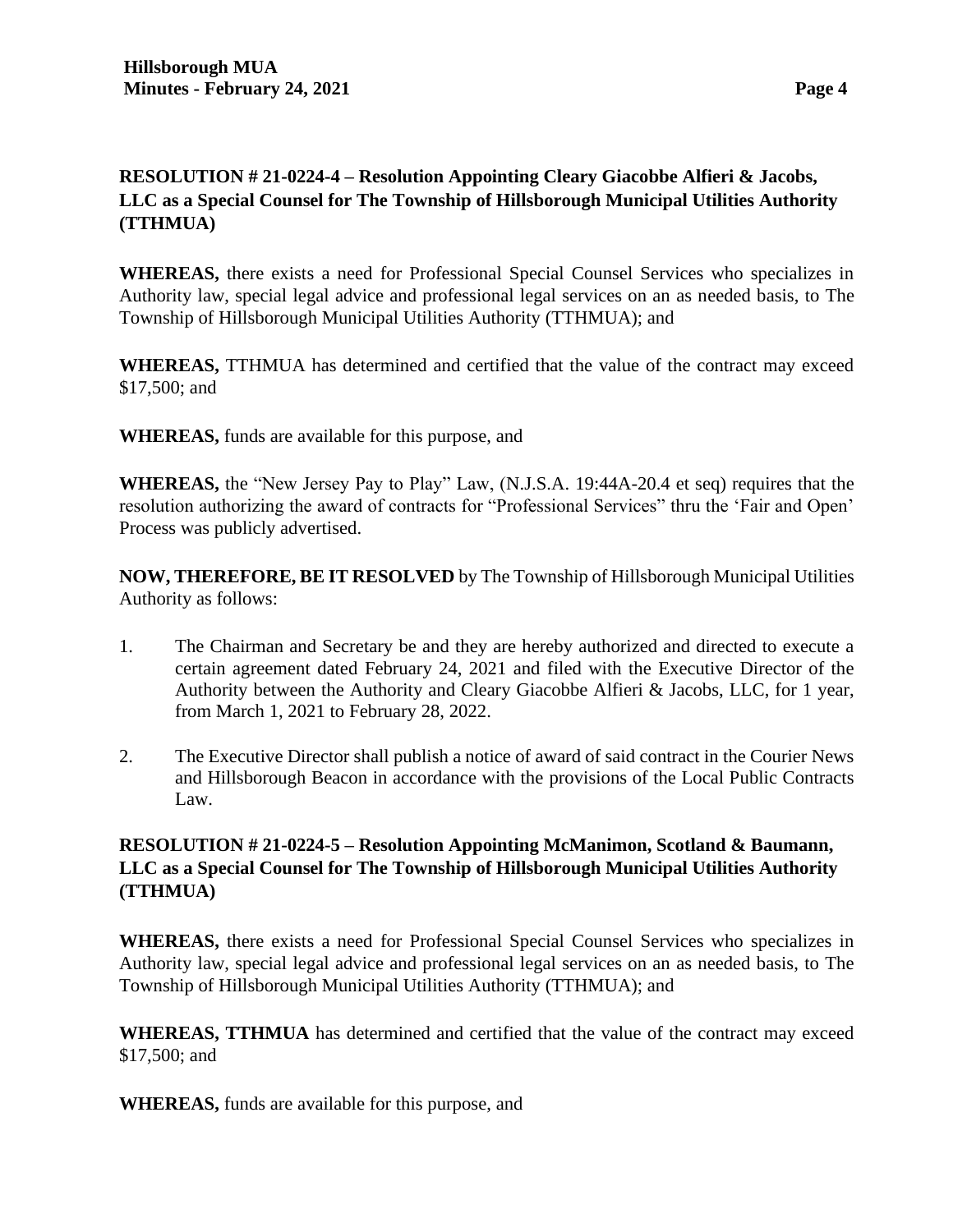**RESOLUTION # 21-0224-4 – Resolution Appointing Cleary Giacobbe Alfieri & Jacobs, LLC as a Special Counsel for The Township of Hillsborough Municipal Utilities Authority (TTHMUA)**

**WHEREAS,** there exists a need for Professional Special Counsel Services who specializes in Authority law, special legal advice and professional legal services on an as needed basis, to The Township of Hillsborough Municipal Utilities Authority (TTHMUA); and

**WHEREAS,** TTHMUA has determined and certified that the value of the contract may exceed $17,500; and

**WHEREAS,** funds are available for this purpose, and

**WHEREAS,** the "New Jersey Pay to Play" Law, (N.J.S.A. 19:44A-20.4 et seq) requires that the resolution authorizing the award of contracts for "Professional Services" thru the 'Fair and Open' Process was publicly advertised.

**NOW, THEREFORE, BE IT RESOLVED** by The Township of Hillsborough Municipal Utilities Authority as follows:

1. The Chairman and Secretary be and they are hereby authorized and directed to execute a certain agreement dated February 24, 2021 and filed with the Executive Director of the Authority between the Authority and Cleary Giacobbe Alfieri & Jacobs, LLC, for 1 year, from March 1, 2021 to February 28, 2022.
2. The Executive Director shall publish a notice of award of said contract in the Courier News and Hillsborough Beacon in accordance with the provisions of the Local Public Contracts Law.

**RESOLUTION # 21-0224-5 – Resolution Appointing McManimon, Scotland & Baumann, LLC as a Special Counsel for The Township of Hillsborough Municipal Utilities Authority (TTHMUA)**

**WHEREAS,** there exists a need for Professional Special Counsel Services who specializes in Authority law, special legal advice and professional legal services on an as needed basis, to The Township of Hillsborough Municipal Utilities Authority (TTHMUA); and

**WHEREAS, TTHMUA** has determined and certified that the value of the contract may exceed $17,500; and

**WHEREAS,** funds are available for this purpose, and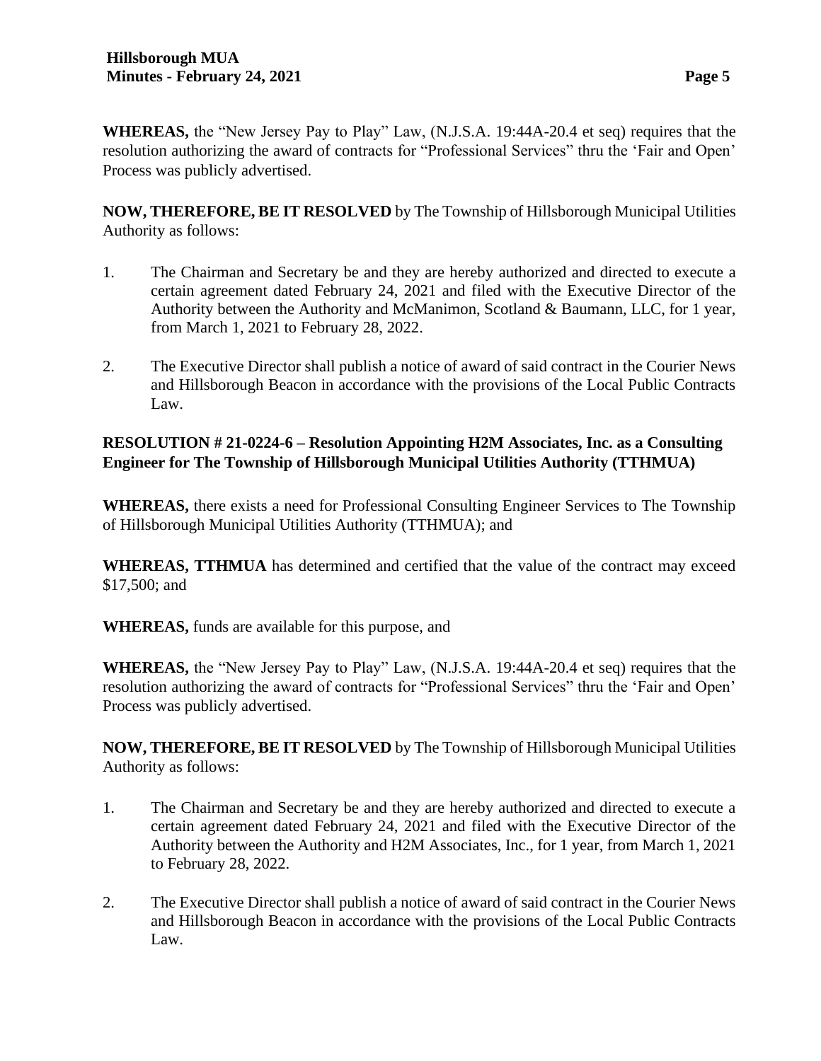**WHEREAS,** the "New Jersey Pay to Play" Law, (N.J.S.A. 19:44A-20.4 et seq) requires that the resolution authorizing the award of contracts for "Professional Services" thru the 'Fair and Open' Process was publicly advertised.

**NOW, THEREFORE, BE IT RESOLVED** by The Township of Hillsborough Municipal Utilities Authority as follows:

1. The Chairman and Secretary be and they are hereby authorized and directed to execute a certain agreement dated February 24, 2021 and filed with the Executive Director of the Authority between the Authority and McManimon, Scotland & Baumann, LLC, for 1 year, from March 1, 2021 to February 28, 2022.

2. The Executive Director shall publish a notice of award of said contract in the Courier News and Hillsborough Beacon in accordance with the provisions of the Local Public Contracts Law.

**RESOLUTION # 21-0224-6 – Resolution Appointing H2M Associates, Inc. as a Consulting Engineer for The Township of Hillsborough Municipal Utilities Authority (TTHMUA)**

**WHEREAS,** there exists a need for Professional Consulting Engineer Services to The Township of Hillsborough Municipal Utilities Authority (TTHMUA); and

**WHEREAS, TTHMUA** has determined and certified that the value of the contract may exceed $17,500; and

**WHEREAS,** funds are available for this purpose, and

**WHEREAS,** the "New Jersey Pay to Play" Law, (N.J.S.A. 19:44A-20.4 et seq) requires that the resolution authorizing the award of contracts for "Professional Services" thru the 'Fair and Open' Process was publicly advertised.

**NOW, THEREFORE, BE IT RESOLVED** by The Township of Hillsborough Municipal Utilities Authority as follows:

1. The Chairman and Secretary be and they are hereby authorized and directed to execute a certain agreement dated February 24, 2021 and filed with the Executive Director of the Authority between the Authority and H2M Associates, Inc., for 1 year, from March 1, 2021 to February 28, 2022.

2. The Executive Director shall publish a notice of award of said contract in the Courier News and Hillsborough Beacon in accordance with the provisions of the Local Public Contracts Law.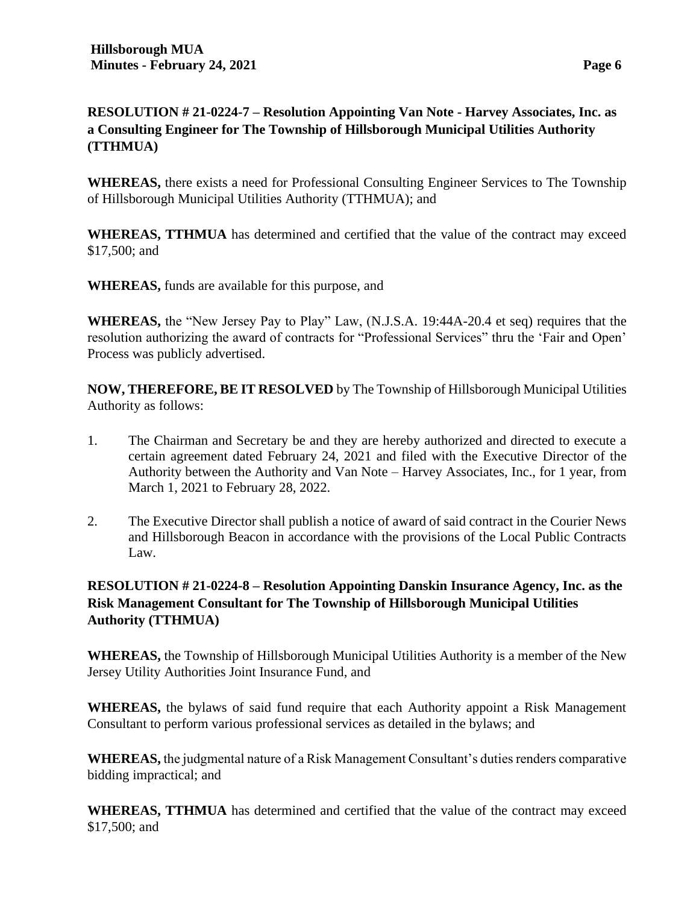**RESOLUTION # 21-0224-7 – Resolution Appointing Van Note - Harvey Associates, Inc. as a Consulting Engineer for The Township of Hillsborough Municipal Utilities Authority (TTHMUA)**

**WHEREAS,** there exists a need for Professional Consulting Engineer Services to The Township of Hillsborough Municipal Utilities Authority (TTHMUA); and

**WHEREAS, TTHMUA** has determined and certified that the value of the contract may exceed $17,500; and

**WHEREAS,** funds are available for this purpose, and

**WHEREAS,** the "New Jersey Pay to Play" Law, (N.J.S.A. 19:44A-20.4 et seq) requires that the resolution authorizing the award of contracts for "Professional Services" thru the 'Fair and Open' Process was publicly advertised.

**NOW, THEREFORE, BE IT RESOLVED** by The Township of Hillsborough Municipal Utilities Authority as follows:

1. The Chairman and Secretary be and they are hereby authorized and directed to execute a certain agreement dated February 24, 2021 and filed with the Executive Director of the Authority between the Authority and Van Note – Harvey Associates, Inc., for 1 year, from March 1, 2021 to February 28, 2022.
2. The Executive Director shall publish a notice of award of said contract in the Courier News and Hillsborough Beacon in accordance with the provisions of the Local Public Contracts Law.

**RESOLUTION # 21-0224-8 – Resolution Appointing Danskin Insurance Agency, Inc. as the Risk Management Consultant for The Township of Hillsborough Municipal Utilities Authority (TTHMUA)**

**WHEREAS,** the Township of Hillsborough Municipal Utilities Authority is a member of the New Jersey Utility Authorities Joint Insurance Fund, and

**WHEREAS,** the bylaws of said fund require that each Authority appoint a Risk Management Consultant to perform various professional services as detailed in the bylaws; and

**WHEREAS,** the judgmental nature of a Risk Management Consultant's duties renders comparative bidding impractical; and

**WHEREAS, TTHMUA** has determined and certified that the value of the contract may exceed $17,500; and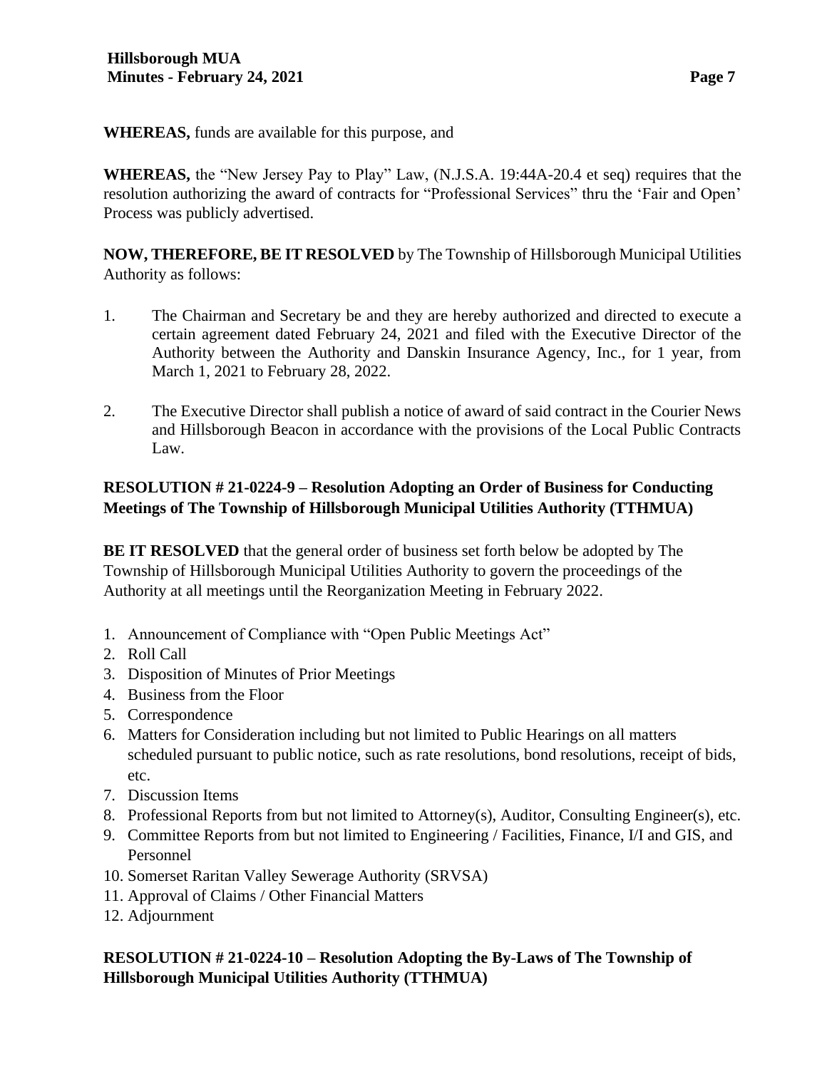**WHEREAS,** funds are available for this purpose, and

**WHEREAS,** the "New Jersey Pay to Play" Law, (N.J.S.A. 19:44A-20.4 et seq) requires that the resolution authorizing the award of contracts for "Professional Services" thru the 'Fair and Open' Process was publicly advertised.

**NOW, THEREFORE, BE IT RESOLVED** by The Township of Hillsborough Municipal Utilities Authority as follows:

1. The Chairman and Secretary be and they are hereby authorized and directed to execute a certain agreement dated February 24, 2021 and filed with the Executive Director of the Authority between the Authority and Danskin Insurance Agency, Inc., for 1 year, from March 1, 2021 to February 28, 2022.

2. The Executive Director shall publish a notice of award of said contract in the Courier News and Hillsborough Beacon in accordance with the provisions of the Local Public Contracts Law.

**RESOLUTION # 21-0224-9 – Resolution Adopting an Order of Business for Conducting Meetings of The Township of Hillsborough Municipal Utilities Authority (TTHMUA)**

**BE IT RESOLVED** that the general order of business set forth below be adopted by The Township of Hillsborough Municipal Utilities Authority to govern the proceedings of the Authority at all meetings until the Reorganization Meeting in February 2022.

1. Announcement of Compliance with "Open Public Meetings Act"
2. Roll Call
3. Disposition of Minutes of Prior Meetings
4. Business from the Floor
5. Correspondence
6. Matters for Consideration including but not limited to Public Hearings on all matters scheduled pursuant to public notice, such as rate resolutions, bond resolutions, receipt of bids, etc.
7. Discussion Items
8. Professional Reports from but not limited to Attorney(s), Auditor, Consulting Engineer(s), etc.
9. Committee Reports from but not limited to Engineering / Facilities, Finance, I/I and GIS, and Personnel
10. Somerset Raritan Valley Sewerage Authority (SRVSA)
11. Approval of Claims / Other Financial Matters
12. Adjournment

**RESOLUTION # 21-0224-10 – Resolution Adopting the By-Laws of The Township of Hillsborough Municipal Utilities Authority (TTHMUA)**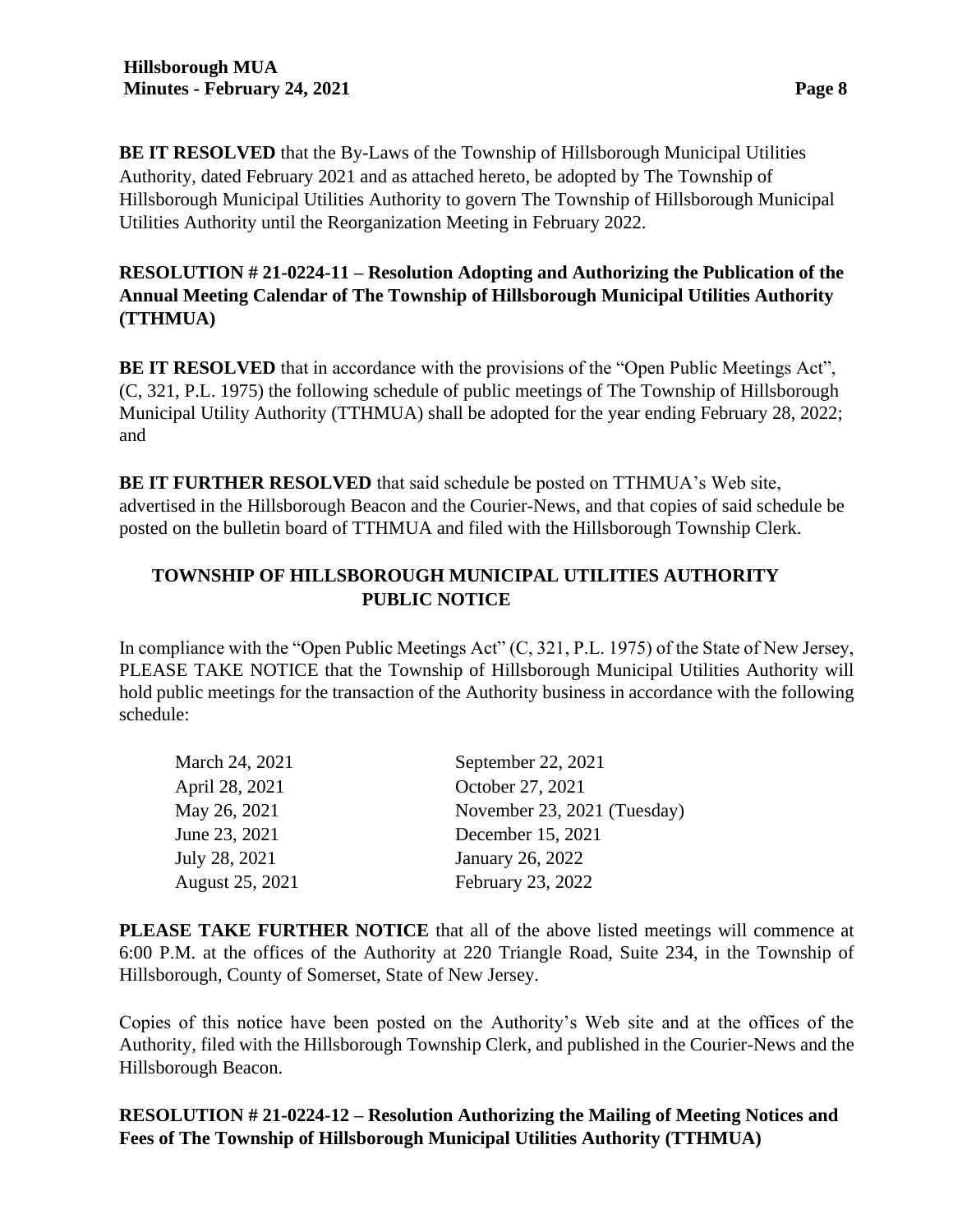**BE IT RESOLVED** that the By-Laws of the Township of Hillsborough Municipal Utilities Authority, dated February 2021 and as attached hereto, be adopted by The Township of Hillsborough Municipal Utilities Authority to govern The Township of Hillsborough Municipal Utilities Authority until the Reorganization Meeting in February 2022.

**RESOLUTION # 21-0224-11 – Resolution Adopting and Authorizing the Publication of the Annual Meeting Calendar of The Township of Hillsborough Municipal Utilities Authority (TTHMUA)**

**BE IT RESOLVED** that in accordance with the provisions of the "Open Public Meetings Act", (C, 321, P.L. 1975) the following schedule of public meetings of The Township of Hillsborough Municipal Utility Authority (TTHMUA) shall be adopted for the year ending February 28, 2022; and

**BE IT FURTHER RESOLVED** that said schedule be posted on TTHMUA's Web site, advertised in the Hillsborough Beacon and the Courier-News, and that copies of said schedule be posted on the bulletin board of TTHMUA and filed with the Hillsborough Township Clerk.

**TOWNSHIP OF HILLSBOROUGH MUNICIPAL UTILITIES AUTHORITY**
**PUBLIC NOTICE**

In compliance with the "Open Public Meetings Act" (C, 321, P.L. 1975) of the State of New Jersey, PLEASE TAKE NOTICE that the Township of Hillsborough Municipal Utilities Authority will hold public meetings for the transaction of the Authority business in accordance with the following schedule:

| | |
|---|---|
| March 24, 2021 | September 22, 2021 |
| April 28, 2021 | October 27, 2021 |
| May 26, 2021 | November 23, 2021 (Tuesday) |
| June 23, 2021 | December 15, 2021 |
| July 28, 2021 | January 26, 2022 |
| August 25, 2021 | February 23, 2022 |

**PLEASE TAKE FURTHER NOTICE** that all of the above listed meetings will commence at 6:00 P.M. at the offices of the Authority at 220 Triangle Road, Suite 234, in the Township of Hillsborough, County of Somerset, State of New Jersey.

Copies of this notice have been posted on the Authority's Web site and at the offices of the Authority, filed with the Hillsborough Township Clerk, and published in the Courier-News and the Hillsborough Beacon.

**RESOLUTION # 21-0224-12 – Resolution Authorizing the Mailing of Meeting Notices and Fees of The Township of Hillsborough Municipal Utilities Authority (TTHMUA)**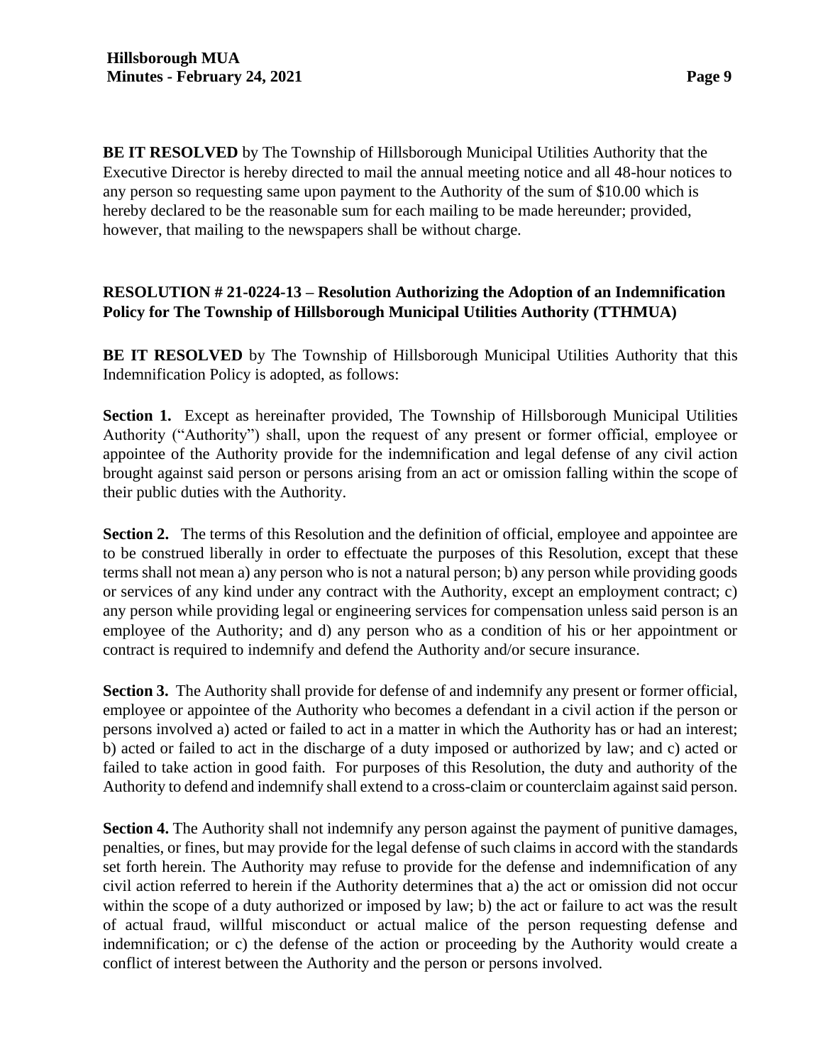**BE IT RESOLVED** by The Township of Hillsborough Municipal Utilities Authority that the Executive Director is hereby directed to mail the annual meeting notice and all 48-hour notices to any person so requesting same upon payment to the Authority of the sum of $10.00 which is hereby declared to be the reasonable sum for each mailing to be made hereunder; provided, however, that mailing to the newspapers shall be without charge.

**RESOLUTION # 21-0224-13 – Resolution Authorizing the Adoption of an Indemnification Policy for The Township of Hillsborough Municipal Utilities Authority (TTHMUA)**

**BE IT RESOLVED** by The Township of Hillsborough Municipal Utilities Authority that this Indemnification Policy is adopted, as follows:

**Section 1.** Except as hereinafter provided, The Township of Hillsborough Municipal Utilities Authority ("Authority") shall, upon the request of any present or former official, employee or appointee of the Authority provide for the indemnification and legal defense of any civil action brought against said person or persons arising from an act or omission falling within the scope of their public duties with the Authority.

**Section 2.** The terms of this Resolution and the definition of official, employee and appointee are to be construed liberally in order to effectuate the purposes of this Resolution, except that these terms shall not mean a) any person who is not a natural person; b) any person while providing goods or services of any kind under any contract with the Authority, except an employment contract; c) any person while providing legal or engineering services for compensation unless said person is an employee of the Authority; and d) any person who as a condition of his or her appointment or contract is required to indemnify and defend the Authority and/or secure insurance.

**Section 3.** The Authority shall provide for defense of and indemnify any present or former official, employee or appointee of the Authority who becomes a defendant in a civil action if the person or persons involved a) acted or failed to act in a matter in which the Authority has or had an interest; b) acted or failed to act in the discharge of a duty imposed or authorized by law; and c) acted or failed to take action in good faith. For purposes of this Resolution, the duty and authority of the Authority to defend and indemnify shall extend to a cross-claim or counterclaim against said person.

**Section 4.** The Authority shall not indemnify any person against the payment of punitive damages, penalties, or fines, but may provide for the legal defense of such claims in accord with the standards set forth herein. The Authority may refuse to provide for the defense and indemnification of any civil action referred to herein if the Authority determines that a) the act or omission did not occur within the scope of a duty authorized or imposed by law; b) the act or failure to act was the result of actual fraud, willful misconduct or actual malice of the person requesting defense and indemnification; or c) the defense of the action or proceeding by the Authority would create a conflict of interest between the Authority and the person or persons involved.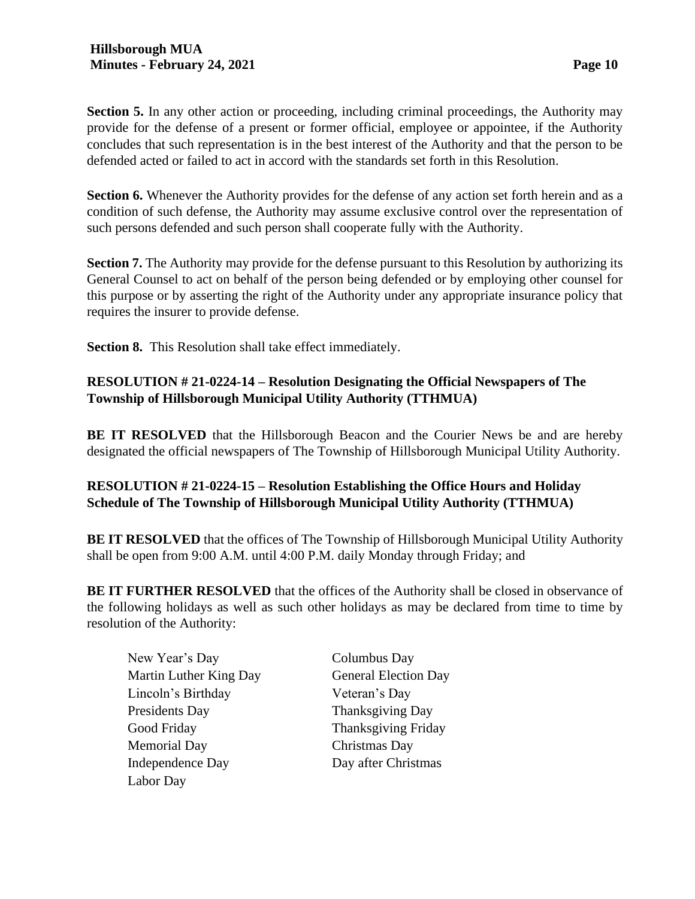**Section 5.** In any other action or proceeding, including criminal proceedings, the Authority may provide for the defense of a present or former official, employee or appointee, if the Authority concludes that such representation is in the best interest of the Authority and that the person to be defended acted or failed to act in accord with the standards set forth in this Resolution.

**Section 6.** Whenever the Authority provides for the defense of any action set forth herein and as a condition of such defense, the Authority may assume exclusive control over the representation of such persons defended and such person shall cooperate fully with the Authority.

**Section 7.** The Authority may provide for the defense pursuant to this Resolution by authorizing its General Counsel to act on behalf of the person being defended or by employing other counsel for this purpose or by asserting the right of the Authority under any appropriate insurance policy that requires the insurer to provide defense.

**Section 8.** This Resolution shall take effect immediately.

**RESOLUTION # 21-0224-14 – Resolution Designating the Official Newspapers of The Township of Hillsborough Municipal Utility Authority (TTHMUA)**

**BE IT RESOLVED** that the Hillsborough Beacon and the Courier News be and are hereby designated the official newspapers of The Township of Hillsborough Municipal Utility Authority.

**RESOLUTION # 21-0224-15 – Resolution Establishing the Office Hours and Holiday Schedule of The Township of Hillsborough Municipal Utility Authority (TTHMUA)**

**BE IT RESOLVED** that the offices of The Township of Hillsborough Municipal Utility Authority shall be open from 9:00 A.M. until 4:00 P.M. daily Monday through Friday; and

**BE IT FURTHER RESOLVED** that the offices of the Authority shall be closed in observance of the following holidays as well as such other holidays as may be declared from time to time by resolution of the Authority:

- New Year's Day
- Martin Luther King Day
- Lincoln's Birthday
- Presidents Day
- Good Friday
- Memorial Day
- Independence Day
- Labor Day
- Columbus Day
- General Election Day
- Veteran's Day
- Thanksgiving Day
- Thanksgiving Friday
- Christmas Day
- Day after Christmas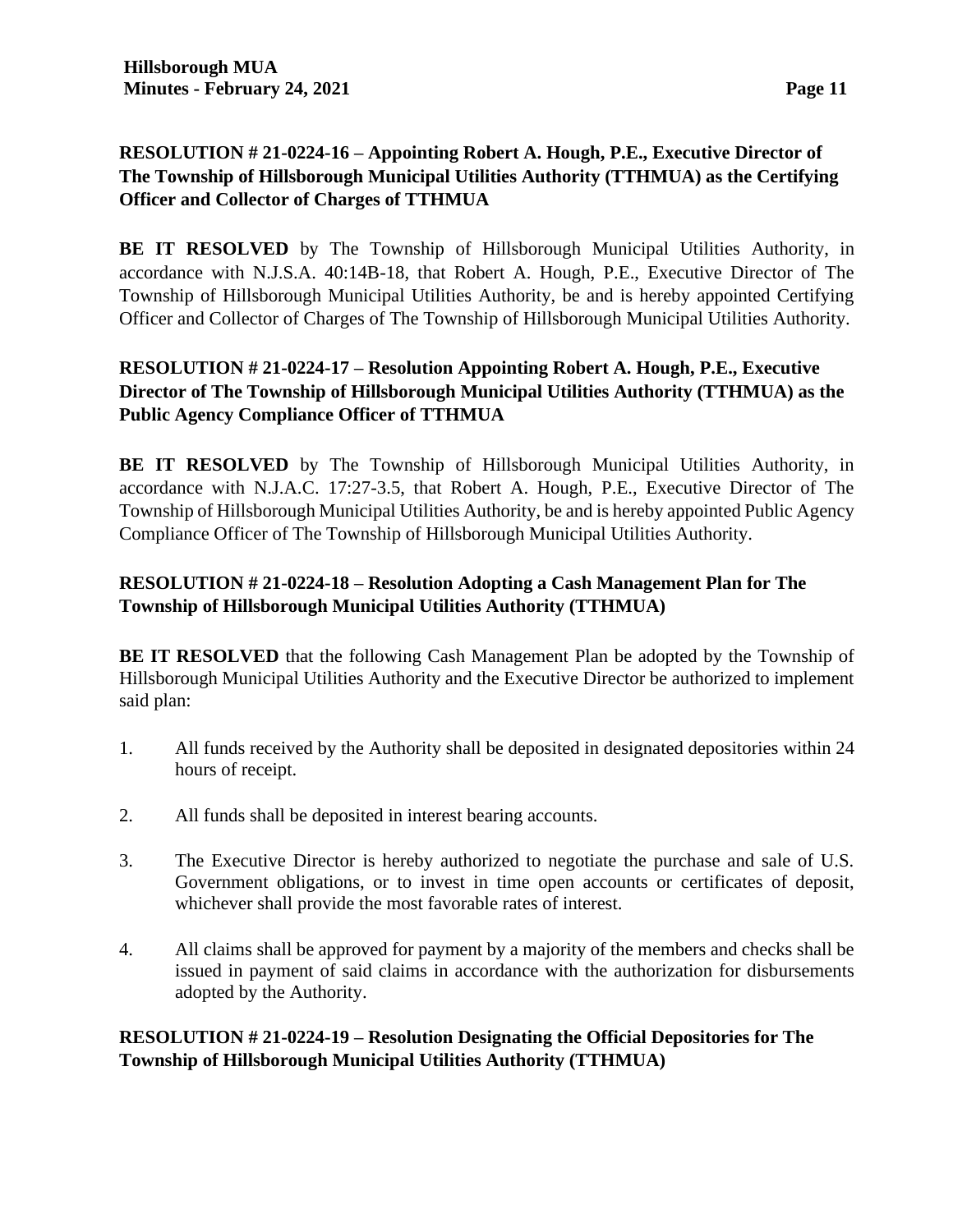**RESOLUTION # 21-0224-16 – Appointing Robert A. Hough, P.E., Executive Director of The Township of Hillsborough Municipal Utilities Authority (TTHMUA) as the Certifying Officer and Collector of Charges of TTHMUA**

**BE IT RESOLVED** by The Township of Hillsborough Municipal Utilities Authority, in accordance with N.J.S.A. 40:14B-18, that Robert A. Hough, P.E., Executive Director of The Township of Hillsborough Municipal Utilities Authority, be and is hereby appointed Certifying Officer and Collector of Charges of The Township of Hillsborough Municipal Utilities Authority.

**RESOLUTION # 21-0224-17 – Resolution Appointing Robert A. Hough, P.E., Executive Director of The Township of Hillsborough Municipal Utilities Authority (TTHMUA) as the Public Agency Compliance Officer of TTHMUA**

**BE IT RESOLVED** by The Township of Hillsborough Municipal Utilities Authority, in accordance with N.J.A.C. 17:27-3.5, that Robert A. Hough, P.E., Executive Director of The Township of Hillsborough Municipal Utilities Authority, be and is hereby appointed Public Agency Compliance Officer of The Township of Hillsborough Municipal Utilities Authority.

**RESOLUTION # 21-0224-18 – Resolution Adopting a Cash Management Plan for The Township of Hillsborough Municipal Utilities Authority (TTHMUA)**

**BE IT RESOLVED** that the following Cash Management Plan be adopted by the Township of Hillsborough Municipal Utilities Authority and the Executive Director be authorized to implement said plan:

1. All funds received by the Authority shall be deposited in designated depositories within 24 hours of receipt.
2. All funds shall be deposited in interest bearing accounts.
3. The Executive Director is hereby authorized to negotiate the purchase and sale of U.S. Government obligations, or to invest in time open accounts or certificates of deposit, whichever shall provide the most favorable rates of interest.
4. All claims shall be approved for payment by a majority of the members and checks shall be issued in payment of said claims in accordance with the authorization for disbursements adopted by the Authority.

**RESOLUTION # 21-0224-19 – Resolution Designating the Official Depositories for The Township of Hillsborough Municipal Utilities Authority (TTHMUA)**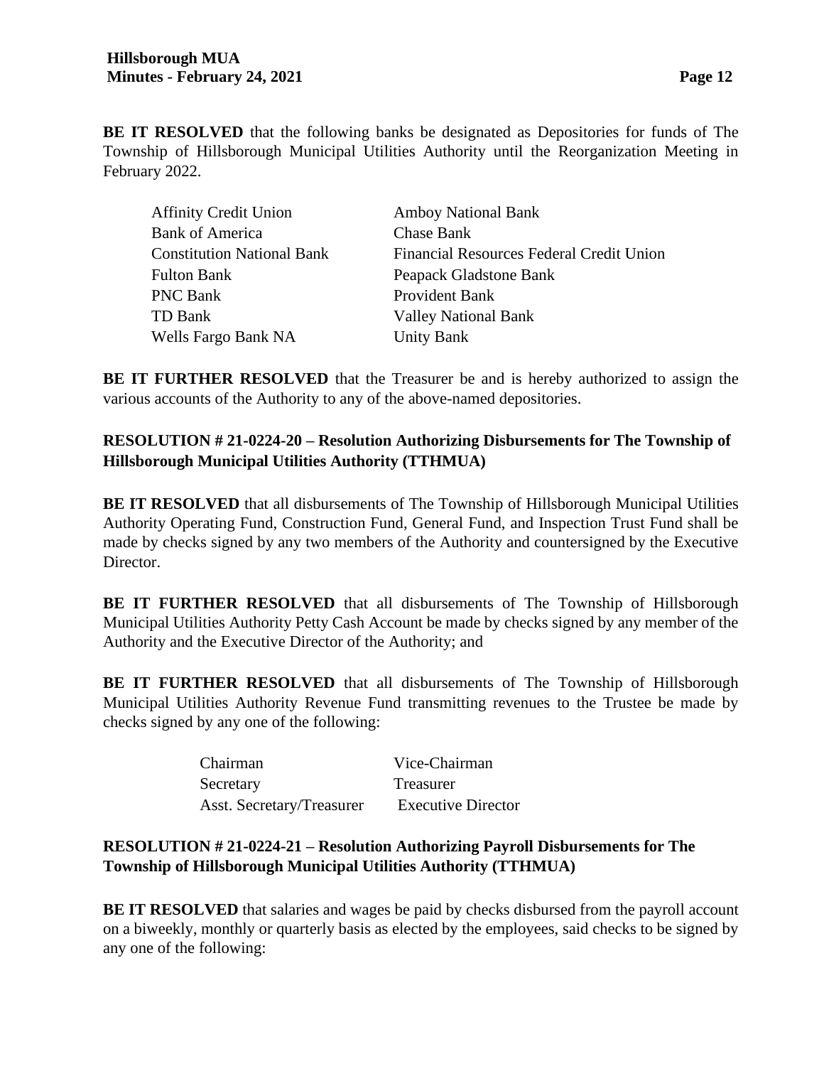**BE IT RESOLVED** that the following banks be designated as Depositories for funds of The Township of Hillsborough Municipal Utilities Authority until the Reorganization Meeting in February 2022.

| | |
|---|---|
| Affinity Credit Union | Amboy National Bank |
| Bank of America | Chase Bank |
| Constitution National Bank | Financial Resources Federal Credit Union |
| Fulton Bank | Peapack Gladstone Bank |
| PNC Bank | Provident Bank |
| TD Bank | Valley National Bank |
| Wells Fargo Bank NA | Unity Bank |

**BE IT FURTHER RESOLVED** that the Treasurer be and is hereby authorized to assign the various accounts of the Authority to any of the above-named depositories.

**RESOLUTION # 21-0224-20 – Resolution Authorizing Disbursements for The Township of Hillsborough Municipal Utilities Authority (TTHMUA)**

**BE IT RESOLVED** that all disbursements of The Township of Hillsborough Municipal Utilities Authority Operating Fund, Construction Fund, General Fund, and Inspection Trust Fund shall be made by checks signed by any two members of the Authority and countersigned by the Executive Director.

**BE IT FURTHER RESOLVED** that all disbursements of The Township of Hillsborough Municipal Utilities Authority Petty Cash Account be made by checks signed by any member of the Authority and the Executive Director of the Authority; and

**BE IT FURTHER RESOLVED** that all disbursements of The Township of Hillsborough Municipal Utilities Authority Revenue Fund transmitting revenues to the Trustee be made by checks signed by any one of the following:

| | |
|---|---|
| Chairman | Vice-Chairman |
| Secretary | Treasurer |
| Asst. Secretary/Treasurer | Executive Director |

**RESOLUTION # 21-0224-21 – Resolution Authorizing Payroll Disbursements for The Township of Hillsborough Municipal Utilities Authority (TTHMUA)**

**BE IT RESOLVED** that salaries and wages be paid by checks disbursed from the payroll account on a biweekly, monthly or quarterly basis as elected by the employees, said checks to be signed by any one of the following: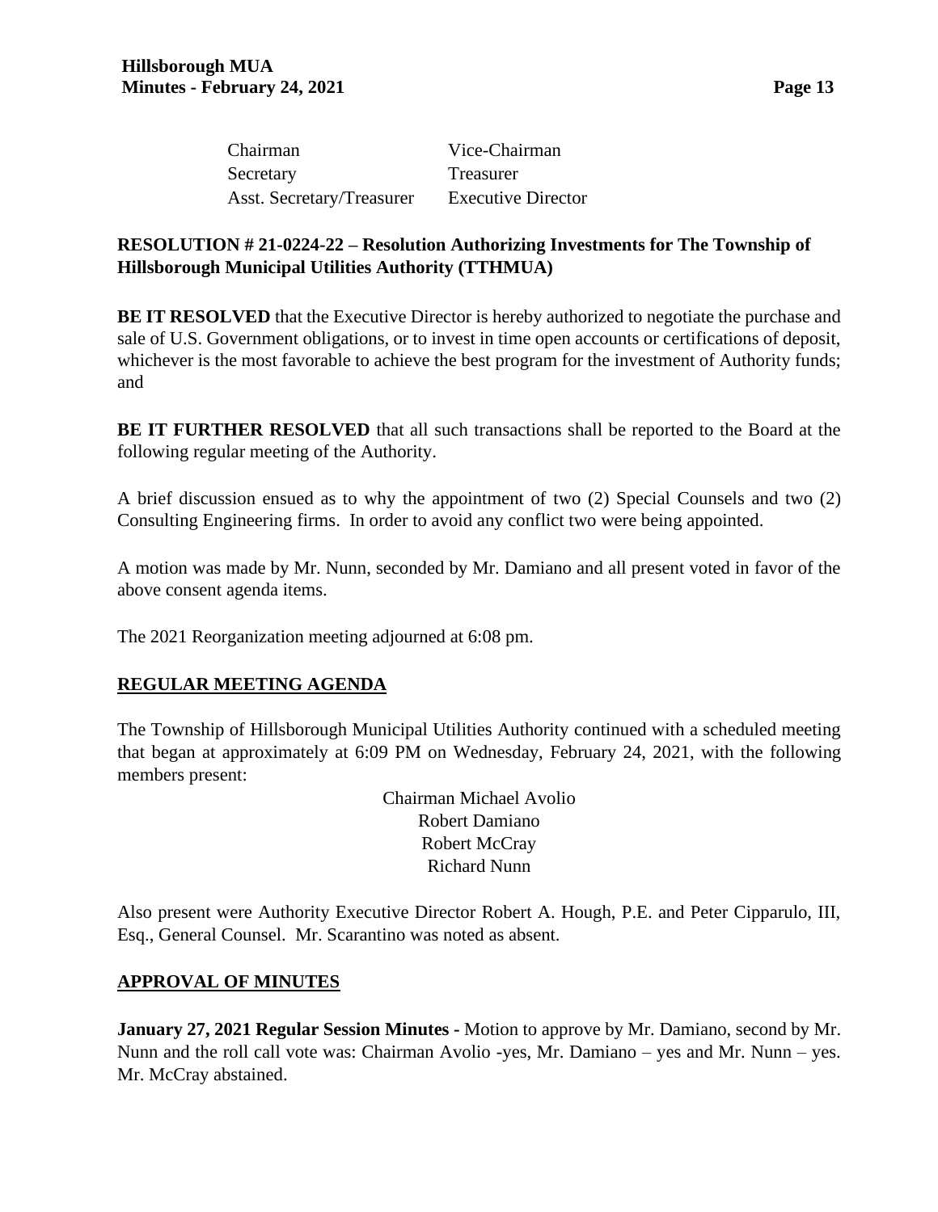| | |
|---|---|
| Chairman | Vice-Chairman |
| Secretary | Treasurer |
| Asst. Secretary/Treasurer | Executive Director |

**RESOLUTION # 21-0224-22 – Resolution Authorizing Investments for The Township of Hillsborough Municipal Utilities Authority (TTHMUA)**

**BE IT RESOLVED** that the Executive Director is hereby authorized to negotiate the purchase and sale of U.S. Government obligations, or to invest in time open accounts or certifications of deposit, whichever is the most favorable to achieve the best program for the investment of Authority funds; and

**BE IT FURTHER RESOLVED** that all such transactions shall be reported to the Board at the following regular meeting of the Authority.

A brief discussion ensued as to why the appointment of two (2) Special Counsels and two (2) Consulting Engineering firms. In order to avoid any conflict two were being appointed.

A motion was made by Mr. Nunn, seconded by Mr. Damiano and all present voted in favor of the above consent agenda items.

The 2021 Reorganization meeting adjourned at 6:08 pm.

## REGULAR MEETING AGENDA

The Township of Hillsborough Municipal Utilities Authority continued with a scheduled meeting that began at approximately at 6:09 PM on Wednesday, February 24, 2021, with the following members present:

Chairman Michael Avolio
Robert Damiano
Robert McCray
Richard Nunn

Also present were Authority Executive Director Robert A. Hough, P.E. and Peter Cipparulo, III, Esq., General Counsel. Mr. Scarantino was noted as absent.

## APPROVAL OF MINUTES

**January 27, 2021 Regular Session Minutes -** Motion to approve by Mr. Damiano, second by Mr. Nunn and the roll call vote was: Chairman Avolio -yes, Mr. Damiano – yes and Mr. Nunn – yes. Mr. McCray abstained.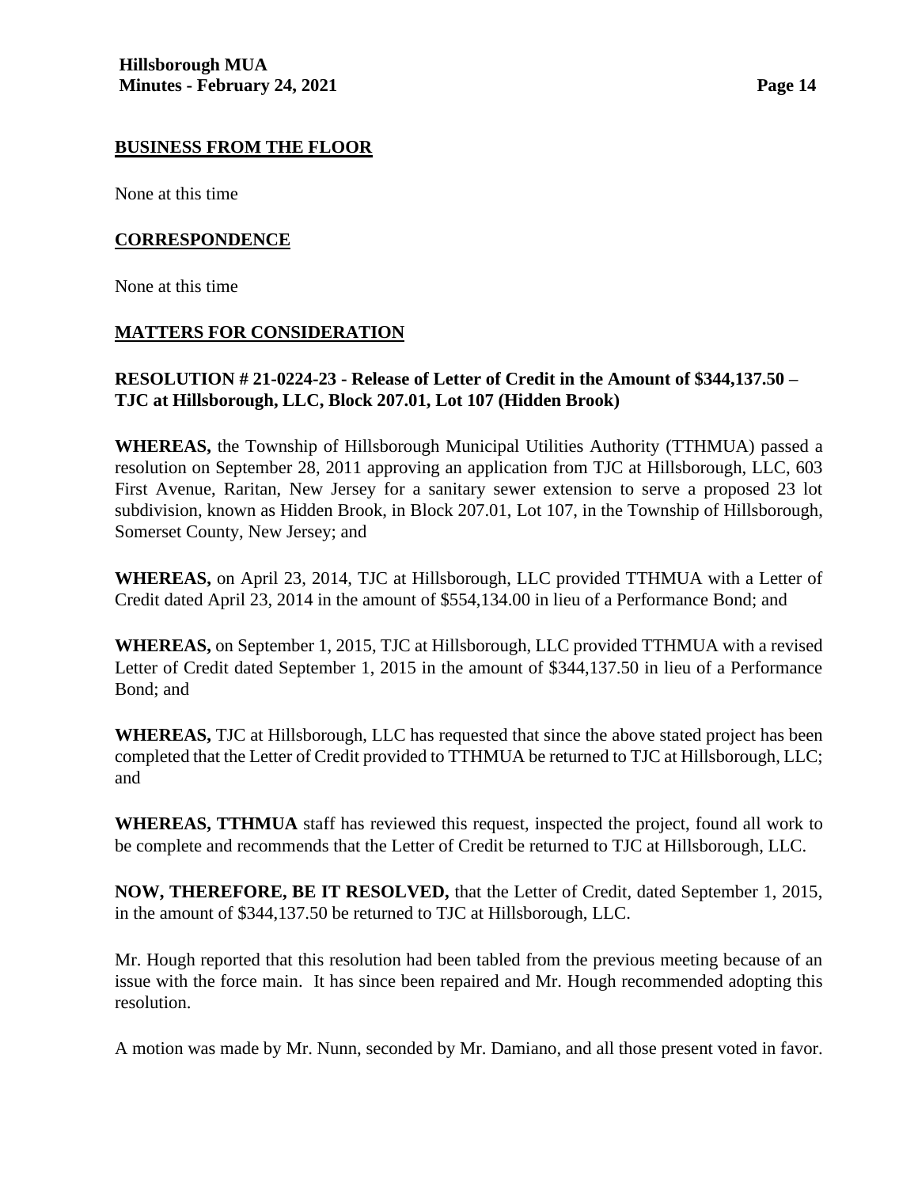## BUSINESS FROM THE FLOOR

None at this time

## CORRESPONDENCE

None at this time

## MATTERS FOR CONSIDERATION

**RESOLUTION # 21-0224-23 - Release of Letter of Credit in the Amount of $344,137.50 – TJC at Hillsborough, LLC, Block 207.01, Lot 107 (Hidden Brook)**

**WHEREAS,** the Township of Hillsborough Municipal Utilities Authority (TTHMUA) passed a resolution on September 28, 2011 approving an application from TJC at Hillsborough, LLC, 603 First Avenue, Raritan, New Jersey for a sanitary sewer extension to serve a proposed 23 lot subdivision, known as Hidden Brook, in Block 207.01, Lot 107, in the Township of Hillsborough, Somerset County, New Jersey; and

**WHEREAS,** on April 23, 2014, TJC at Hillsborough, LLC provided TTHMUA with a Letter of Credit dated April 23, 2014 in the amount of $554,134.00 in lieu of a Performance Bond; and

**WHEREAS,** on September 1, 2015, TJC at Hillsborough, LLC provided TTHMUA with a revised Letter of Credit dated September 1, 2015 in the amount of $344,137.50 in lieu of a Performance Bond; and

**WHEREAS,** TJC at Hillsborough, LLC has requested that since the above stated project has been completed that the Letter of Credit provided to TTHMUA be returned to TJC at Hillsborough, LLC; and

**WHEREAS, TTHMUA** staff has reviewed this request, inspected the project, found all work to be complete and recommends that the Letter of Credit be returned to TJC at Hillsborough, LLC.

**NOW, THEREFORE, BE IT RESOLVED,** that the Letter of Credit, dated September 1, 2015, in the amount of $344,137.50 be returned to TJC at Hillsborough, LLC.

Mr. Hough reported that this resolution had been tabled from the previous meeting because of an issue with the force main. It has since been repaired and Mr. Hough recommended adopting this resolution.

A motion was made by Mr. Nunn, seconded by Mr. Damiano, and all those present voted in favor.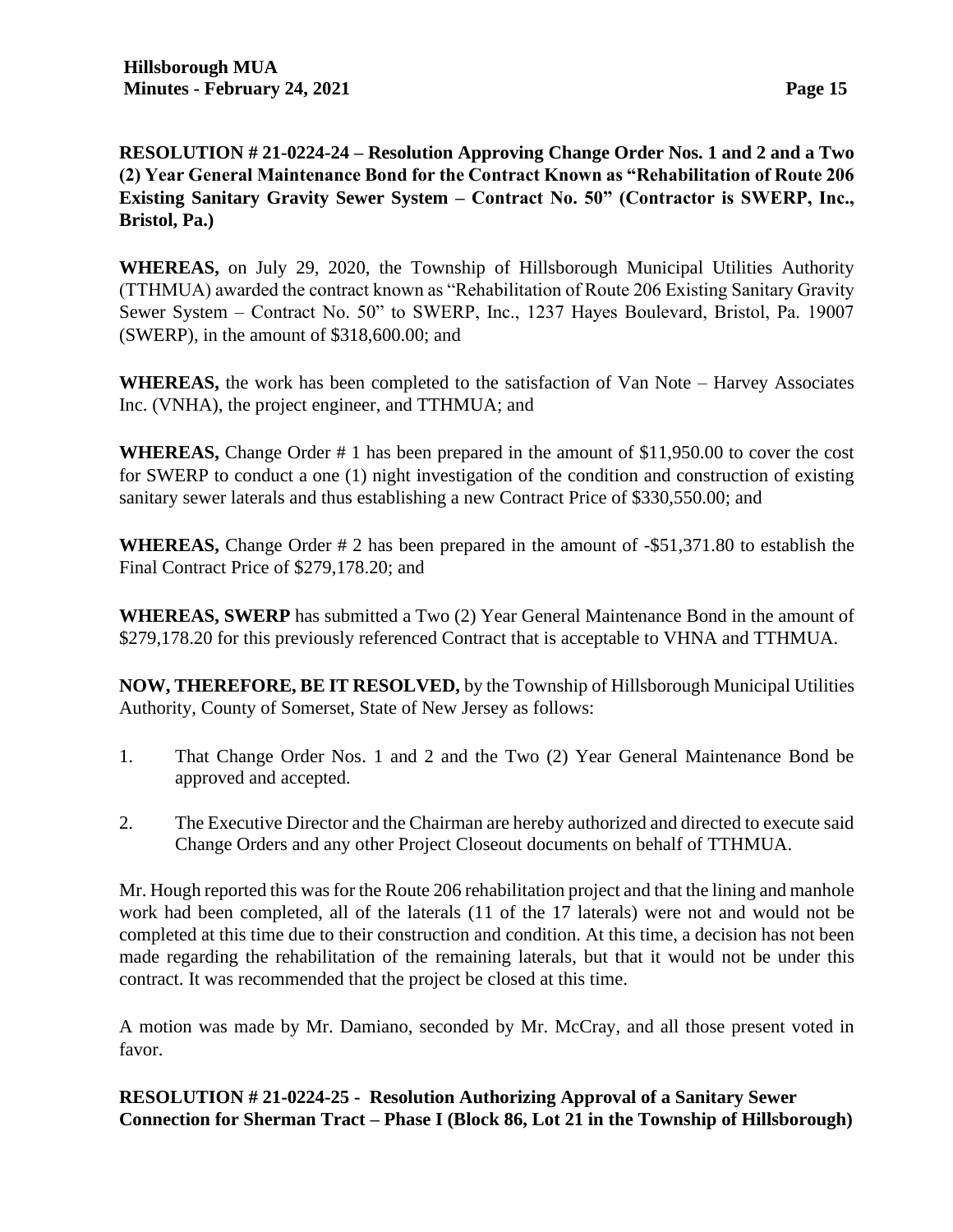**RESOLUTION # 21-0224-24 – Resolution Approving Change Order Nos. 1 and 2 and a Two (2) Year General Maintenance Bond for the Contract Known as "Rehabilitation of Route 206 Existing Sanitary Gravity Sewer System – Contract No. 50" (Contractor is SWERP, Inc., Bristol, Pa.)**

**WHEREAS,** on July 29, 2020, the Township of Hillsborough Municipal Utilities Authority (TTHMUA) awarded the contract known as "Rehabilitation of Route 206 Existing Sanitary Gravity Sewer System – Contract No. 50" to SWERP, Inc., 1237 Hayes Boulevard, Bristol, Pa. 19007 (SWERP), in the amount of $318,600.00; and

**WHEREAS,** the work has been completed to the satisfaction of Van Note – Harvey Associates Inc. (VNHA), the project engineer, and TTHMUA; and

**WHEREAS,** Change Order # 1 has been prepared in the amount of $11,950.00 to cover the cost for SWERP to conduct a one (1) night investigation of the condition and construction of existing sanitary sewer laterals and thus establishing a new Contract Price of $330,550.00; and

**WHEREAS,** Change Order # 2 has been prepared in the amount of -$51,371.80 to establish the Final Contract Price of $279,178.20; and

**WHEREAS, SWERP** has submitted a Two (2) Year General Maintenance Bond in the amount of $279,178.20 for this previously referenced Contract that is acceptable to VHNA and TTHMUA.

**NOW, THEREFORE, BE IT RESOLVED,** by the Township of Hillsborough Municipal Utilities Authority, County of Somerset, State of New Jersey as follows:

1. That Change Order Nos. 1 and 2 and the Two (2) Year General Maintenance Bond be approved and accepted.

2. The Executive Director and the Chairman are hereby authorized and directed to execute said Change Orders and any other Project Closeout documents on behalf of TTHMUA.

Mr. Hough reported this was for the Route 206 rehabilitation project and that the lining and manhole work had been completed, all of the laterals (11 of the 17 laterals) were not and would not be completed at this time due to their construction and condition. At this time, a decision has not been made regarding the rehabilitation of the remaining laterals, but that it would not be under this contract. It was recommended that the project be closed at this time.

A motion was made by Mr. Damiano, seconded by Mr. McCray, and all those present voted in favor.

**RESOLUTION # 21-0224-25 - Resolution Authorizing Approval of a Sanitary Sewer Connection for Sherman Tract – Phase I (Block 86, Lot 21 in the Township of Hillsborough)**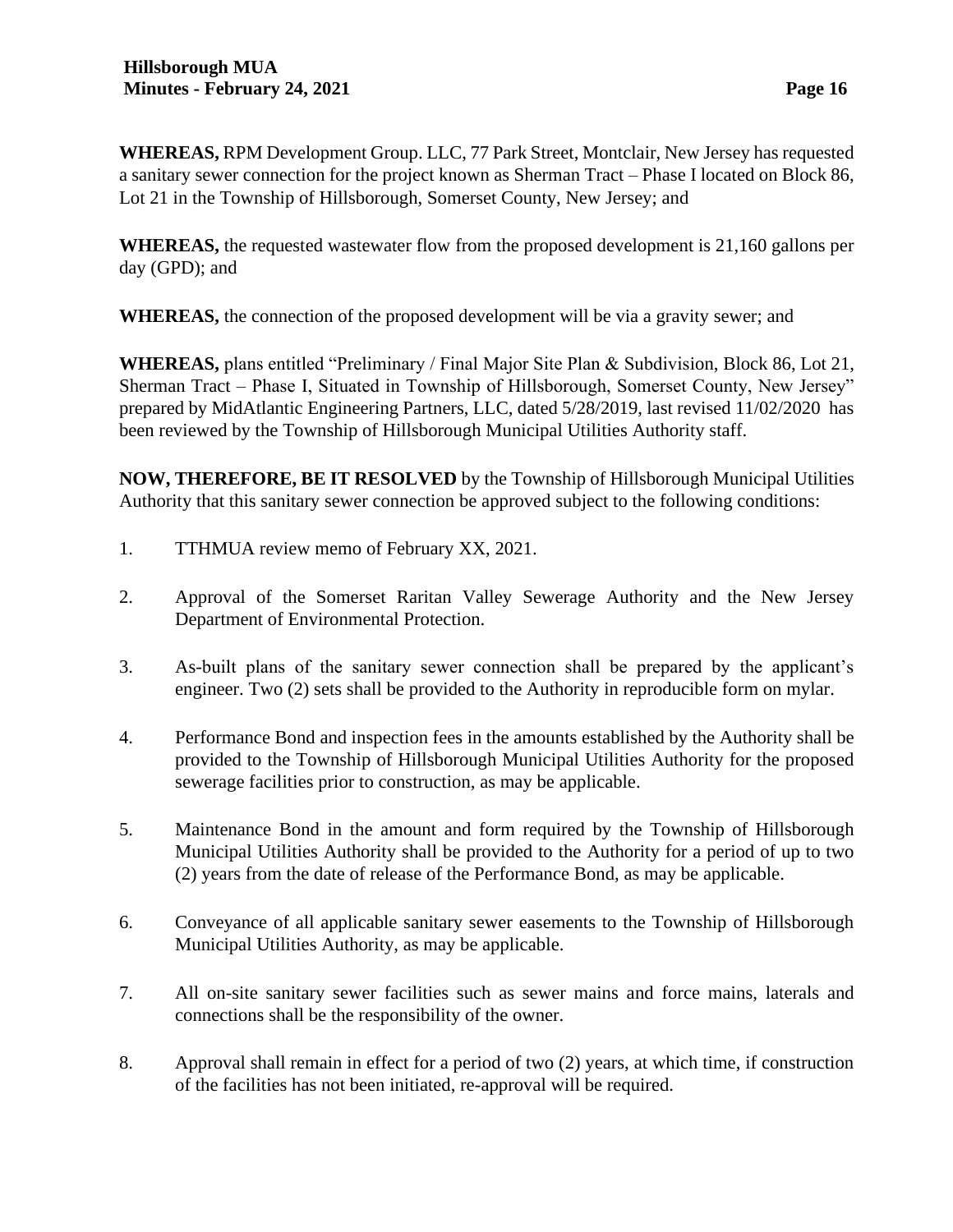**WHEREAS,** RPM Development Group. LLC, 77 Park Street, Montclair, New Jersey has requested a sanitary sewer connection for the project known as Sherman Tract – Phase I located on Block 86, Lot 21 in the Township of Hillsborough, Somerset County, New Jersey; and

**WHEREAS,** the requested wastewater flow from the proposed development is 21,160 gallons per day (GPD); and

**WHEREAS,** the connection of the proposed development will be via a gravity sewer; and

**WHEREAS,** plans entitled "Preliminary / Final Major Site Plan & Subdivision, Block 86, Lot 21, Sherman Tract – Phase I, Situated in Township of Hillsborough, Somerset County, New Jersey" prepared by MidAtlantic Engineering Partners, LLC, dated 5/28/2019, last revised 11/02/2020 has been reviewed by the Township of Hillsborough Municipal Utilities Authority staff.

**NOW, THEREFORE, BE IT RESOLVED** by the Township of Hillsborough Municipal Utilities Authority that this sanitary sewer connection be approved subject to the following conditions:

1. TTHMUA review memo of February XX, 2021.
2. Approval of the Somerset Raritan Valley Sewerage Authority and the New Jersey Department of Environmental Protection.
3. As-built plans of the sanitary sewer connection shall be prepared by the applicant's engineer. Two (2) sets shall be provided to the Authority in reproducible form on mylar.
4. Performance Bond and inspection fees in the amounts established by the Authority shall be provided to the Township of Hillsborough Municipal Utilities Authority for the proposed sewerage facilities prior to construction, as may be applicable.
5. Maintenance Bond in the amount and form required by the Township of Hillsborough Municipal Utilities Authority shall be provided to the Authority for a period of up to two (2) years from the date of release of the Performance Bond, as may be applicable.
6. Conveyance of all applicable sanitary sewer easements to the Township of Hillsborough Municipal Utilities Authority, as may be applicable.
7. All on-site sanitary sewer facilities such as sewer mains and force mains, laterals and connections shall be the responsibility of the owner.
8. Approval shall remain in effect for a period of two (2) years, at which time, if construction of the facilities has not been initiated, re-approval will be required.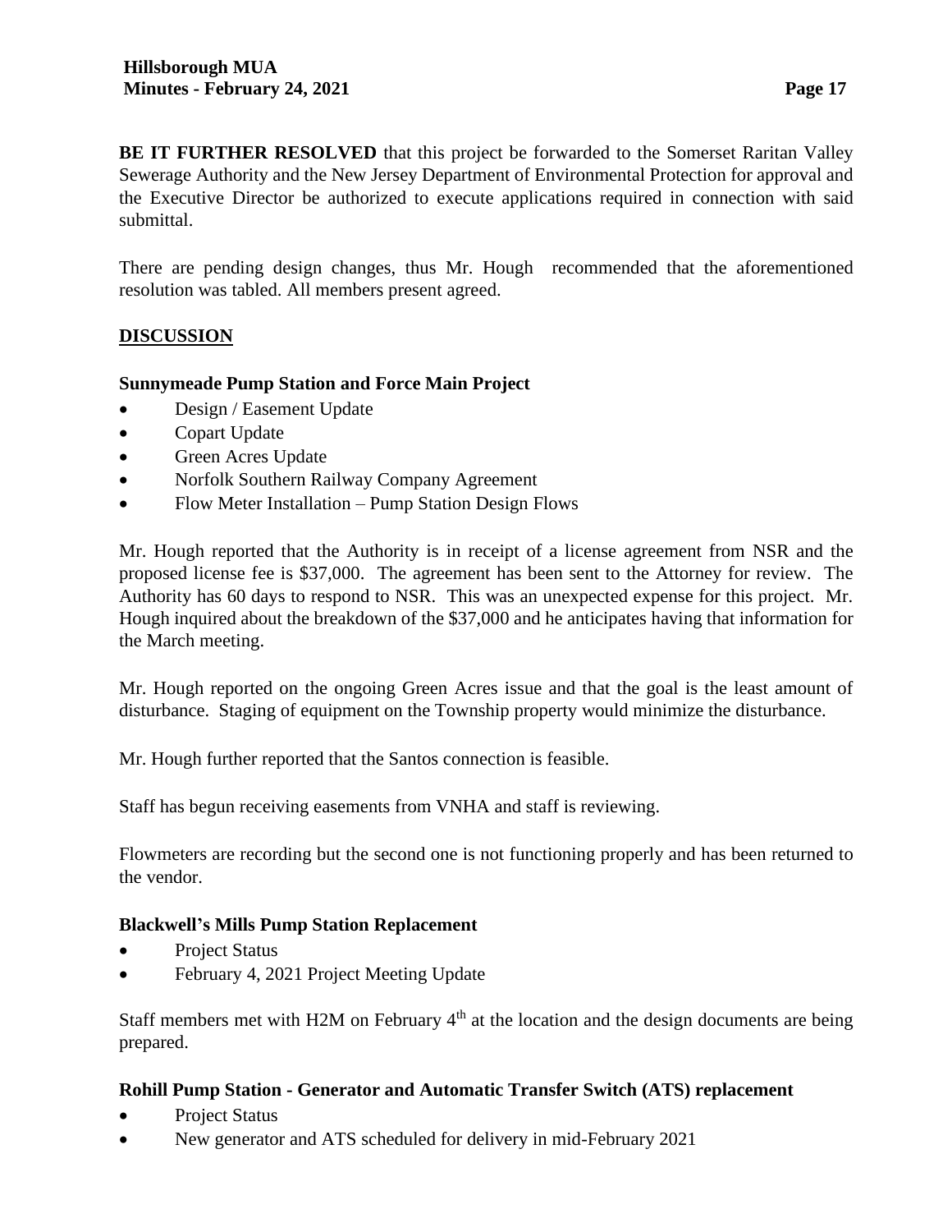**BE IT FURTHER RESOLVED** that this project be forwarded to the Somerset Raritan Valley Sewerage Authority and the New Jersey Department of Environmental Protection for approval and the Executive Director be authorized to execute applications required in connection with said submittal.

There are pending design changes, thus Mr. Hough recommended that the aforementioned resolution was tabled. All members present agreed.

## DISCUSSION

### Sunnymeade Pump Station and Force Main Project

- Design / Easement Update
- Copart Update
- Green Acres Update
- Norfolk Southern Railway Company Agreement
- Flow Meter Installation – Pump Station Design Flows

Mr. Hough reported that the Authority is in receipt of a license agreement from NSR and the proposed license fee is $37,000. The agreement has been sent to the Attorney for review. The Authority has 60 days to respond to NSR. This was an unexpected expense for this project. Mr. Hough inquired about the breakdown of the $37,000 and he anticipates having that information for the March meeting.

Mr. Hough reported on the ongoing Green Acres issue and that the goal is the least amount of disturbance. Staging of equipment on the Township property would minimize the disturbance.

Mr. Hough further reported that the Santos connection is feasible.

Staff has begun receiving easements from VNHA and staff is reviewing.

Flowmeters are recording but the second one is not functioning properly and has been returned to the vendor.

### Blackwell's Mills Pump Station Replacement

- Project Status
- February 4, 2021 Project Meeting Update

Staff members met with H2M on February 4th at the location and the design documents are being prepared.

### Rohill Pump Station - Generator and Automatic Transfer Switch (ATS) replacement

- Project Status
- New generator and ATS scheduled for delivery in mid-February 2021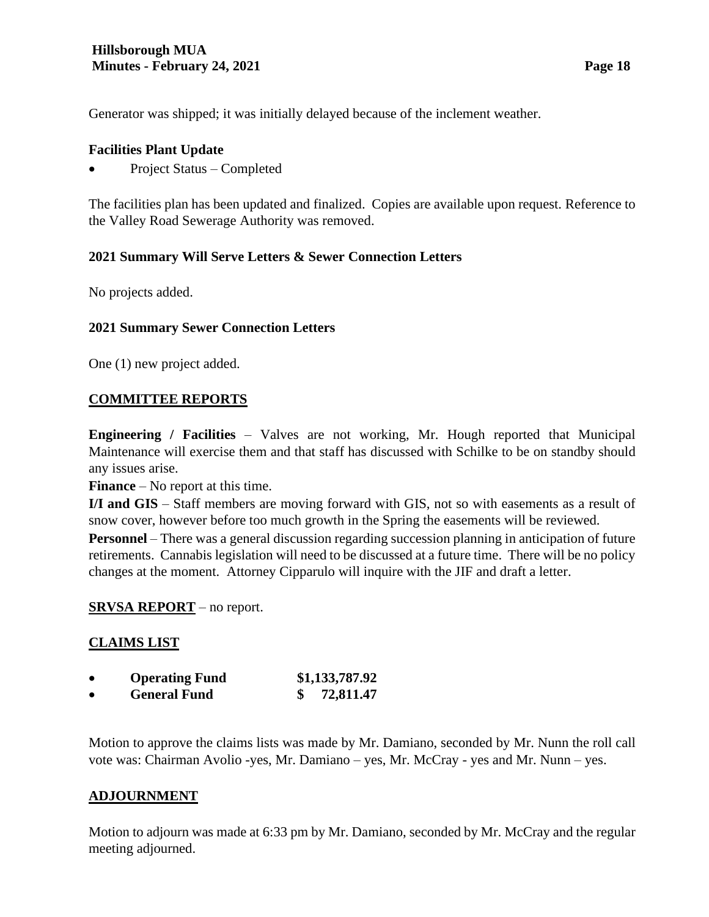Generator was shipped; it was initially delayed because of the inclement weather.

**Facilities Plant Update**

- Project Status – Completed

The facilities plan has been updated and finalized. Copies are available upon request. Reference to the Valley Road Sewerage Authority was removed.

**2021 Summary Will Serve Letters & Sewer Connection Letters**

No projects added.

**2021 Summary Sewer Connection Letters**

One (1) new project added.

**COMMITTEE REPORTS**

**Engineering / Facilities** – Valves are not working, Mr. Hough reported that Municipal Maintenance will exercise them and that staff has discussed with Schilke to be on standby should any issues arise.

**Finance** – No report at this time.

**I/I and GIS** – Staff members are moving forward with GIS, not so with easements as a result of snow cover, however before too much growth in the Spring the easements will be reviewed.

**Personnel** – There was a general discussion regarding succession planning in anticipation of future retirements. Cannabis legislation will need to be discussed at a future time. There will be no policy changes at the moment. Attorney Cipparulo will inquire with the JIF and draft a letter.

**SRVSA REPORT** – no report.

**CLAIMS LIST**

- **Operating Fund** **$1,133,787.92**
- **General Fund** **$ 72,811.47**

Motion to approve the claims lists was made by Mr. Damiano, seconded by Mr. Nunn the roll call vote was: Chairman Avolio -yes, Mr. Damiano – yes, Mr. McCray - yes and Mr. Nunn – yes.

**ADJOURNMENT**

Motion to adjourn was made at 6:33 pm by Mr. Damiano, seconded by Mr. McCray and the regular meeting adjourned.